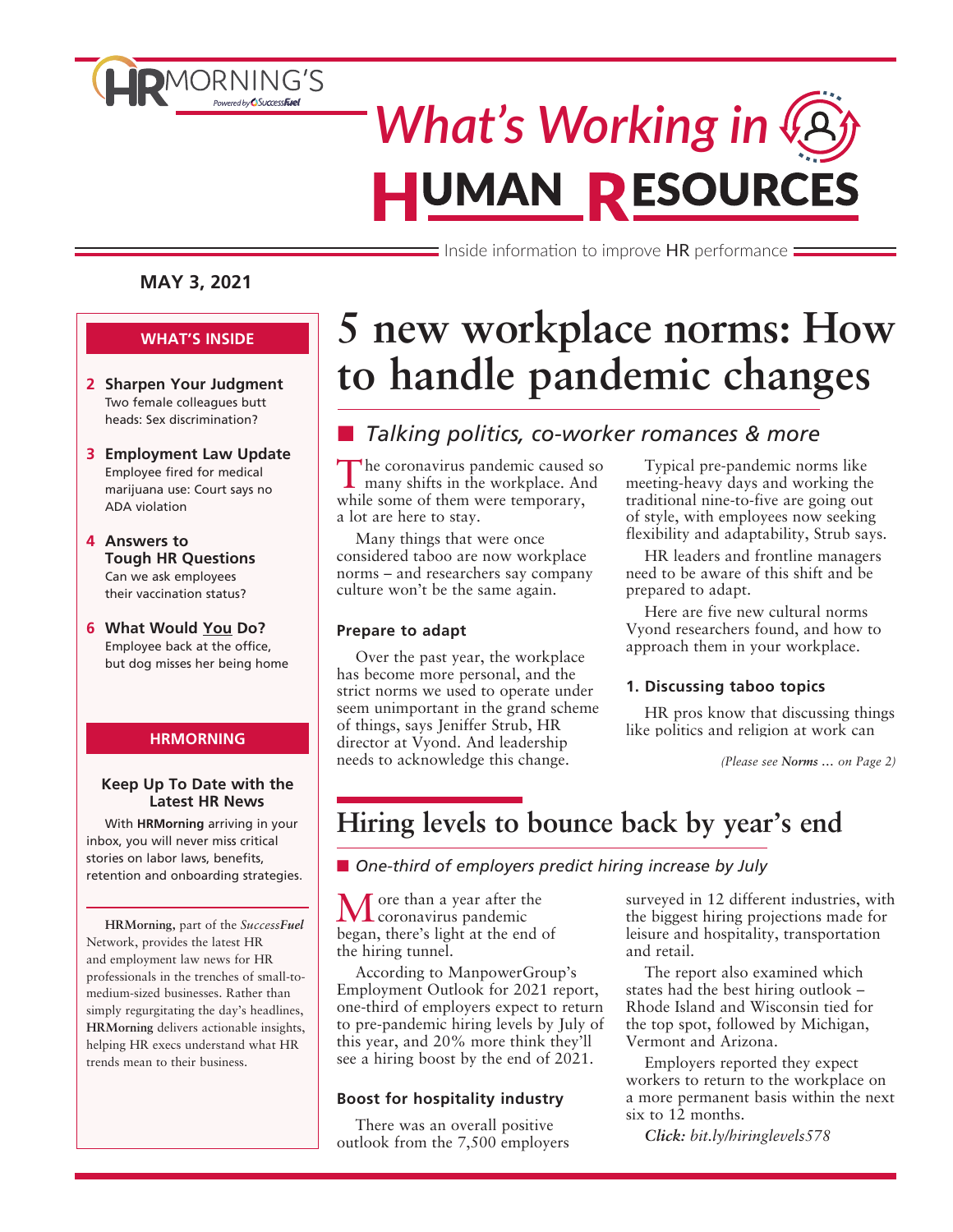# HRMORNING'S *What's Working in* HUMAN RESOURCES

Inside information to improve HR performance

**MAY 3, 2021**

## WHAT'S INSIDE

**2 Sharpen Your Judgment**
Two female colleagues butt heads: Sex discrimination?

**3 Employment Law Update**
Employee fired for medical marijuana use: Court says no ADA violation

**4 Answers to Tough HR Questions**
Can we ask employees their vaccination status?

**6 What Would You Do?**
Employee back at the office, but dog misses her being home

## HRMORNING

**Keep Up To Date with the Latest HR News**

With **HRMorning** arriving in your inbox, you will never miss critical stories on labor laws, benefits, retention and onboarding strategies.

**HRMorning,** part of the *SuccessFuel* Network, provides the latest HR and employment law news for HR professionals in the trenches of small-to-medium-sized businesses. Rather than simply regurgitating the day's headlines, **HRMorning** delivers actionable insights, helping HR execs understand what HR trends mean to their business.

# 5 new workplace norms: How to handle pandemic changes

## *Talking politics, co-worker romances & more*

The coronavirus pandemic caused so many shifts in the workplace. And while some of them were temporary, a lot are here to stay.

Many things that were once considered taboo are now workplace norms – and researchers say company culture won't be the same again.

### Prepare to adapt

Over the past year, the workplace has become more personal, and the strict norms we used to operate under seem unimportant in the grand scheme of things, says Jeniffer Strub, HR director at Vyond. And leadership needs to acknowledge this change.

Typical pre-pandemic norms like meeting-heavy days and working the traditional nine-to-five are going out of style, with employees now seeking flexibility and adaptability, Strub says.

HR leaders and frontline managers need to be aware of this shift and be prepared to adapt.

Here are five new cultural norms Vyond researchers found, and how to approach them in your workplace.

### 1. Discussing taboo topics

HR pros know that discussing things like politics and religion at work can

*(Please see **Norms …** on Page 2)*

# Hiring levels to bounce back by year's end

## *One-third of employers predict hiring increase by July*

More than a year after the coronavirus pandemic began, there's light at the end of the hiring tunnel.

According to ManpowerGroup's Employment Outlook for 2021 report, one-third of employers expect to return to pre-pandemic hiring levels by July of this year, and 20% more think they'll see a hiring boost by the end of 2021.

### Boost for hospitality industry

There was an overall positive outlook from the 7,500 employers surveyed in 12 different industries, with the biggest hiring projections made for leisure and hospitality, transportation and retail.

The report also examined which states had the best hiring outlook – Rhode Island and Wisconsin tied for the top spot, followed by Michigan, Vermont and Arizona.

Employers reported they expect workers to return to the workplace on a more permanent basis within the next six to 12 months.

***Click:** bit.ly/hiringlevels578*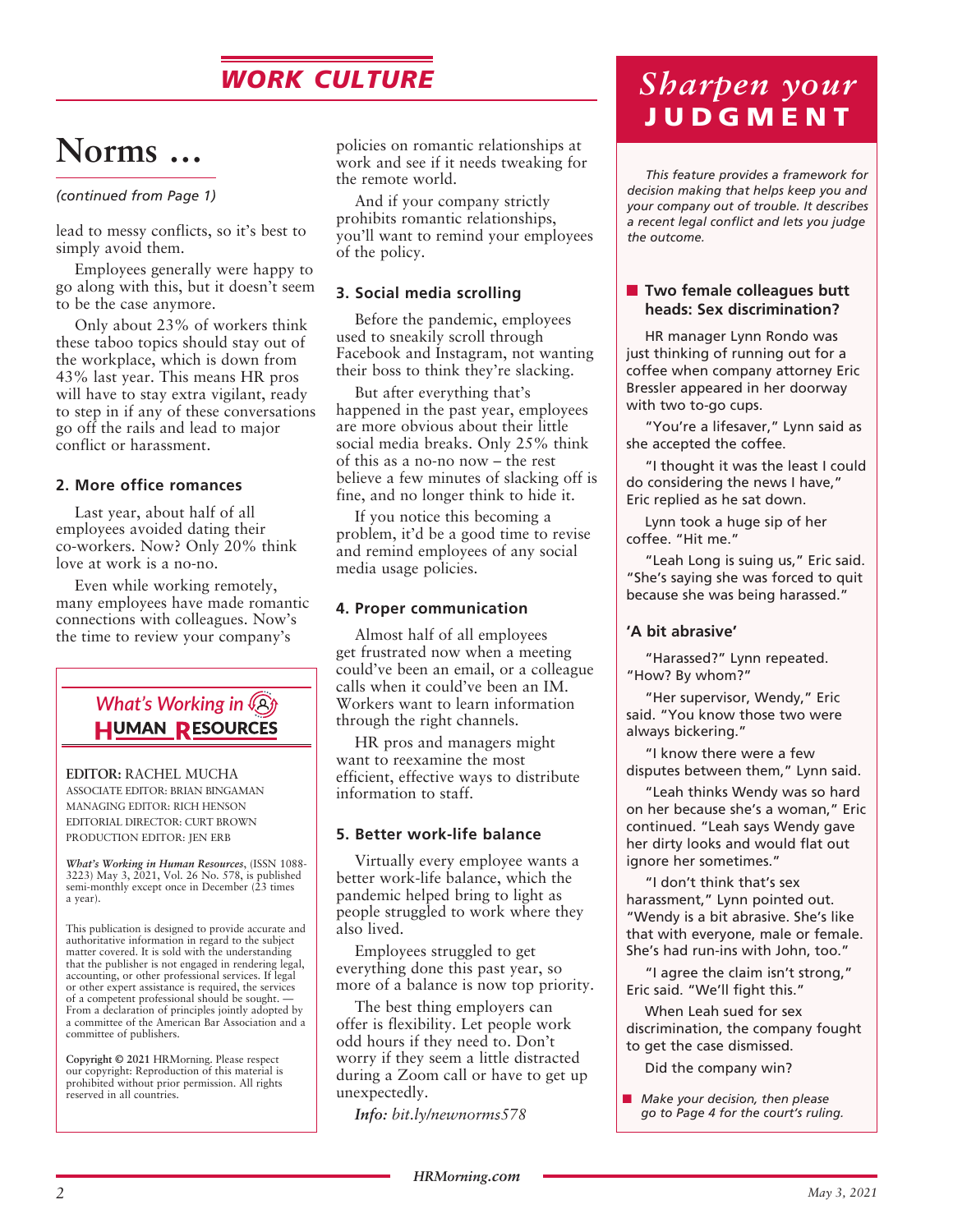# WORK CULTURE

## Norms …

*(continued from Page 1)*

lead to messy conflicts, so it's best to simply avoid them.

Employees generally were happy to go along with this, but it doesn't seem to be the case anymore.

Only about 23% of workers think these taboo topics should stay out of the workplace, which is down from 43% last year. This means HR pros will have to stay extra vigilant, ready to step in if any of these conversations go off the rails and lead to major conflict or harassment.

### 2. More office romances

Last year, about half of all employees avoided dating their co-workers. Now? Only 20% think love at work is a no-no.

Even while working remotely, many employees have made romantic connections with colleagues. Now's the time to review your company's policies on romantic relationships at work and see if it needs tweaking for the remote world.

And if your company strictly prohibits romantic relationships, you'll want to remind your employees of the policy.

### 3. Social media scrolling

Before the pandemic, employees used to sneakily scroll through Facebook and Instagram, not wanting their boss to think they're slacking.

But after everything that's happened in the past year, employees are more obvious about their little social media breaks. Only 25% think of this as a no-no now – the rest believe a few minutes of slacking off is fine, and no longer think to hide it.

If you notice this becoming a problem, it'd be a good time to revise and remind employees of any social media usage policies.

### 4. Proper communication

Almost half of all employees get frustrated now when a meeting could've been an email, or a colleague calls when it could've been an IM. Workers want to learn information through the right channels.

HR pros and managers might want to reexamine the most efficient, effective ways to distribute information to staff.

### 5. Better work-life balance

Virtually every employee wants a better work-life balance, which the pandemic helped bring to light as people struggled to work where they also lived.

Employees struggled to get everything done this past year, so more of a balance is now top priority.

The best thing employers can offer is flexibility. Let people work odd hours if they need to. Don't worry if they seem a little distracted during a Zoom call or have to get up unexpectedly.

***Info:*** *bit.ly/newnorms578*

---

*What's Working in* **HUMAN RESOURCES**

**EDITOR:** RACHEL MUCHA
ASSOCIATE EDITOR: BRIAN BINGAMAN
MANAGING EDITOR: RICH HENSON
EDITORIAL DIRECTOR: CURT BROWN
PRODUCTION EDITOR: JEN ERB

***What's Working in Human Resources***, (ISSN 1088-3223) May 3, 2021, Vol. 26 No. 578, is published semi-monthly except once in December (23 times a year).

This publication is designed to provide accurate and authoritative information in regard to the subject matter covered. It is sold with the understanding that the publisher is not engaged in rendering legal, accounting, or other professional services. If legal or other expert assistance is required, the services of a competent professional should be sought. — From a declaration of principles jointly adopted by a committee of the American Bar Association and a committee of publishers.

**Copyright © 2021** HRMorning. Please respect our copyright: Reproduction of this material is prohibited without prior permission. All rights reserved in all countries.

---

# *Sharpen your* JUDGMENT

*This feature provides a framework for decision making that helps keep you and your company out of trouble. It describes a recent legal conflict and lets you judge the outcome.*

### Two female colleagues butt heads: Sex discrimination?

HR manager Lynn Rondo was just thinking of running out for a coffee when company attorney Eric Bressler appeared in her doorway with two to-go cups.

"You're a lifesaver," Lynn said as she accepted the coffee.

"I thought it was the least I could do considering the news I have," Eric replied as he sat down.

Lynn took a huge sip of her coffee. "Hit me."

"Leah Long is suing us," Eric said. "She's saying she was forced to quit because she was being harassed."

### 'A bit abrasive'

"Harassed?" Lynn repeated. "How? By whom?"

"Her supervisor, Wendy," Eric said. "You know those two were always bickering."

"I know there were a few disputes between them," Lynn said.

"Leah thinks Wendy was so hard on her because she's a woman," Eric continued. "Leah says Wendy gave her dirty looks and would flat out ignore her sometimes."

"I don't think that's sex harassment," Lynn pointed out. "Wendy is a bit abrasive. She's like that with everyone, male or female. She's had run-ins with John, too."

"I agree the claim isn't strong," Eric said. "We'll fight this."

When Leah sued for sex discrimination, the company fought to get the case dismissed.

Did the company win?

- *Make your decision, then please go to Page 4 for the court's ruling.*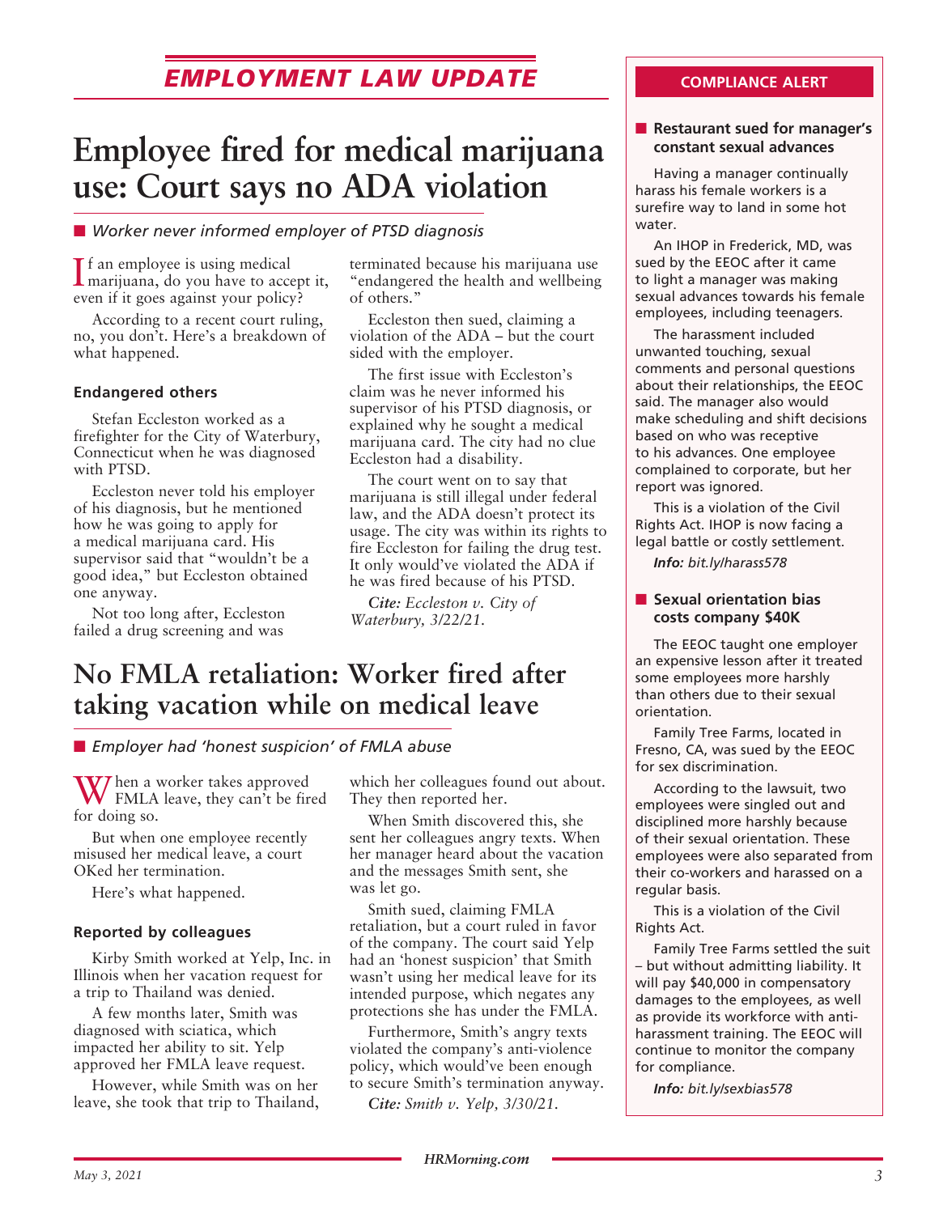## EMPLOYMENT LAW UPDATE

# Employee fired for medical marijuana use: Court says no ADA violation

■ *Worker never informed employer of PTSD diagnosis*

If an employee is using medical marijuana, do you have to accept it, even if it goes against your policy?

According to a recent court ruling, no, you don't. Here's a breakdown of what happened.

### Endangered others

Stefan Eccleston worked as a firefighter for the City of Waterbury, Connecticut when he was diagnosed with PTSD.

Eccleston never told his employer of his diagnosis, but he mentioned how he was going to apply for a medical marijuana card. His supervisor said that "wouldn't be a good idea," but Eccleston obtained one anyway.

Not too long after, Eccleston failed a drug screening and was terminated because his marijuana use "endangered the health and wellbeing of others."

Eccleston then sued, claiming a violation of the ADA – but the court sided with the employer.

The first issue with Eccleston's claim was he never informed his supervisor of his PTSD diagnosis, or explained why he sought a medical marijuana card. The city had no clue Eccleston had a disability.

The court went on to say that marijuana is still illegal under federal law, and the ADA doesn't protect its usage. The city was within its rights to fire Eccleston for failing the drug test. It only would've violated the ADA if he was fired because of his PTSD.

***Cite:*** *Eccleston v. City of Waterbury, 3/22/21.*

# No FMLA retaliation: Worker fired after taking vacation while on medical leave

■ *Employer had 'honest suspicion' of FMLA abuse*

When a worker takes approved FMLA leave, they can't be fired for doing so.

But when one employee recently misused her medical leave, a court OKed her termination.

Here's what happened.

### Reported by colleagues

Kirby Smith worked at Yelp, Inc. in Illinois when her vacation request for a trip to Thailand was denied.

A few months later, Smith was diagnosed with sciatica, which impacted her ability to sit. Yelp approved her FMLA leave request.

However, while Smith was on her leave, she took that trip to Thailand, which her colleagues found out about. They then reported her.

When Smith discovered this, she sent her colleagues angry texts. When her manager heard about the vacation and the messages Smith sent, she was let go.

Smith sued, claiming FMLA retaliation, but a court ruled in favor of the company. The court said Yelp had an 'honest suspicion' that Smith wasn't using her medical leave for its intended purpose, which negates any protections she has under the FMLA.

Furthermore, Smith's angry texts violated the company's anti-violence policy, which would've been enough to secure Smith's termination anyway.

***Cite:*** *Smith v. Yelp, 3/30/21.*

## COMPLIANCE ALERT

### ■ Restaurant sued for manager's constant sexual advances

Having a manager continually harass his female workers is a surefire way to land in some hot water.

An IHOP in Frederick, MD, was sued by the EEOC after it came to light a manager was making sexual advances towards his female employees, including teenagers.

The harassment included unwanted touching, sexual comments and personal questions about their relationships, the EEOC said. The manager also would make scheduling and shift decisions based on who was receptive to his advances. One employee complained to corporate, but her report was ignored.

This is a violation of the Civil Rights Act. IHOP is now facing a legal battle or costly settlement.

***Info:*** *bit.ly/harass578*

### ■ Sexual orientation bias costs company $40K

The EEOC taught one employer an expensive lesson after it treated some employees more harshly than others due to their sexual orientation.

Family Tree Farms, located in Fresno, CA, was sued by the EEOC for sex discrimination.

According to the lawsuit, two employees were singled out and disciplined more harshly because of their sexual orientation. These employees were also separated from their co-workers and harassed on a regular basis.

This is a violation of the Civil Rights Act.

Family Tree Farms settled the suit – but without admitting liability. It will pay $40,000 in compensatory damages to the employees, as well as provide its workforce with anti-harassment training. The EEOC will continue to monitor the company for compliance.

***Info:*** *bit.ly/sexbias578*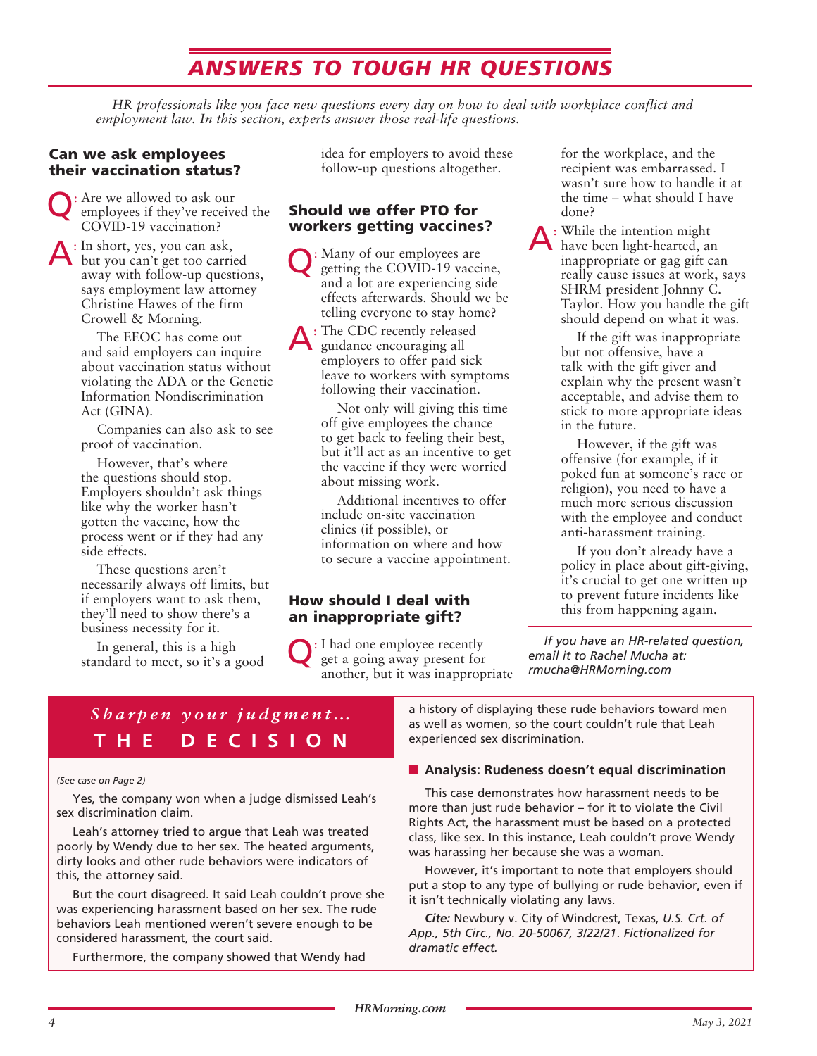# ANSWERS TO TOUGH HR QUESTIONS

*HR professionals like you face new questions every day on how to deal with workplace conflict and employment law. In this section, experts answer those real-life questions.*

## Can we ask employees their vaccination status?

**Q:** Are we allowed to ask our employees if they've received the COVID-19 vaccination?

**A:** In short, yes, you can ask, but you can't get too carried away with follow-up questions, says employment law attorney Christine Hawes of the firm Crowell & Morning.

The EEOC has come out and said employers can inquire about vaccination status without violating the ADA or the Genetic Information Nondiscrimination Act (GINA).

Companies can also ask to see proof of vaccination.

However, that's where the questions should stop. Employers shouldn't ask things like why the worker hasn't gotten the vaccine, how the process went or if they had any side effects.

These questions aren't necessarily always off limits, but if employers want to ask them, they'll need to show there's a business necessity for it.

In general, this is a high standard to meet, so it's a good idea for employers to avoid these follow-up questions altogether.

## Should we offer PTO for workers getting vaccines?

**Q:** Many of our employees are getting the COVID-19 vaccine, and a lot are experiencing side effects afterwards. Should we be telling everyone to stay home?

**A:** The CDC recently released guidance encouraging all employers to offer paid sick leave to workers with symptoms following their vaccination.

Not only will giving this time off give employees the chance to get back to feeling their best, but it'll act as an incentive to get the vaccine if they were worried about missing work.

Additional incentives to offer include on-site vaccination clinics (if possible), or information on where and how to secure a vaccine appointment.

## How should I deal with an inappropriate gift?

**Q:** I had one employee recently get a going away present for another, but it was inappropriate for the workplace, and the recipient was embarrassed. I wasn't sure how to handle it at the time – what should I have done?

**A:** While the intention might have been light-hearted, an inappropriate or gag gift can really cause issues at work, says SHRM president Johnny C. Taylor. How you handle the gift should depend on what it was.

If the gift was inappropriate but not offensive, have a talk with the gift giver and explain why the present wasn't acceptable, and advise them to stick to more appropriate ideas in the future.

However, if the gift was offensive (for example, if it poked fun at someone's race or religion), you need to have a much more serious discussion with the employee and conduct anti-harassment training.

If you don't already have a policy in place about gift-giving, it's crucial to get one written up to prevent future incidents like this from happening again.

*If you have an HR-related question, email it to Rachel Mucha at: rmucha@HRMorning.com*

---

## *Sharpen your judgment…* THE DECISION

*(See case on Page 2)*

Yes, the company won when a judge dismissed Leah's sex discrimination claim.

Leah's attorney tried to argue that Leah was treated poorly by Wendy due to her sex. The heated arguments, dirty looks and other rude behaviors were indicators of this, the attorney said.

But the court disagreed. It said Leah couldn't prove she was experiencing harassment based on her sex. The rude behaviors Leah mentioned weren't severe enough to be considered harassment, the court said.

Furthermore, the company showed that Wendy had a history of displaying these rude behaviors toward men as well as women, so the court couldn't rule that Leah experienced sex discrimination.

### Analysis: Rudeness doesn't equal discrimination

This case demonstrates how harassment needs to be more than just rude behavior – for it to violate the Civil Rights Act, the harassment must be based on a protected class, like sex. In this instance, Leah couldn't prove Wendy was harassing her because she was a woman.

However, it's important to note that employers should put a stop to any type of bullying or rude behavior, even if it isn't technically violating any laws.

***Cite:*** Newbury v. City of Windcrest, Texas, *U.S. Crt. of App., 5th Circ., No. 20-50067, 3/22/21. Fictionalized for dramatic effect.*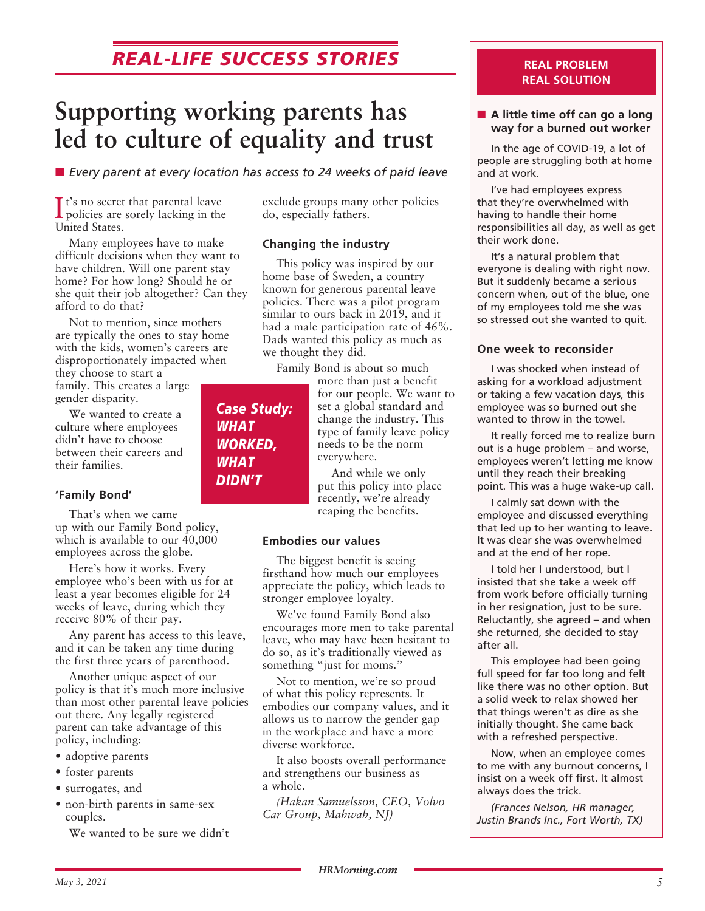## REAL-LIFE SUCCESS STORIES

# Supporting working parents has led to culture of equality and trust

■ *Every parent at every location has access to 24 weeks of paid leave*

It's no secret that parental leave policies are sorely lacking in the United States.

Many employees have to make difficult decisions when they want to have children. Will one parent stay home? For how long? Should he or she quit their job altogether? Can they afford to do that?

Not to mention, since mothers are typically the ones to stay home with the kids, women's careers are disproportionately impacted when they choose to start a family. This creates a large gender disparity.

We wanted to create a culture where employees didn't have to choose between their careers and their families.

**Case Study: WHAT WORKED, WHAT DIDN'T**

### 'Family Bond'

That's when we came up with our Family Bond policy, which is available to our 40,000 employees across the globe.

Here's how it works. Every employee who's been with us for at least a year becomes eligible for 24 weeks of leave, during which they receive 80% of their pay.

Any parent has access to this leave, and it can be taken any time during the first three years of parenthood.

Another unique aspect of our policy is that it's much more inclusive than most other parental leave policies out there. Any legally registered parent can take advantage of this policy, including:

- adoptive parents
- foster parents
- surrogates, and
- non-birth parents in same-sex couples.

We wanted to be sure we didn't exclude groups many other policies do, especially fathers.

### Changing the industry

This policy was inspired by our home base of Sweden, a country known for generous parental leave policies. There was a pilot program similar to ours back in 2019, and it had a male participation rate of 46%. Dads wanted this policy as much as we thought they did.

Family Bond is about so much more than just a benefit for our people. We want to set a global standard and change the industry. This type of family leave policy needs to be the norm everywhere.

And while we only put this policy into place recently, we're already reaping the benefits.

### Embodies our values

The biggest benefit is seeing firsthand how much our employees appreciate the policy, which leads to stronger employee loyalty.

We've found Family Bond also encourages more men to take parental leave, who may have been hesitant to do so, as it's traditionally viewed as something "just for moms."

Not to mention, we're so proud of what this policy represents. It embodies our company values, and it allows us to narrow the gender gap in the workplace and have a more diverse workforce.

It also boosts overall performance and strengthens our business as a whole.

*(Hakan Samuelsson, CEO, Volvo Car Group, Mahwah, NJ)*

---

## REAL PROBLEM REAL SOLUTION

### ■ A little time off can go a long way for a burned out worker

In the age of COVID-19, a lot of people are struggling both at home and at work.

I've had employees express that they're overwhelmed with having to handle their home responsibilities all day, as well as get their work done.

It's a natural problem that everyone is dealing with right now. But it suddenly became a serious concern when, out of the blue, one of my employees told me she was so stressed out she wanted to quit.

### One week to reconsider

I was shocked when instead of asking for a workload adjustment or taking a few vacation days, this employee was so burned out she wanted to throw in the towel.

It really forced me to realize burn out is a huge problem – and worse, employees weren't letting me know until they reach their breaking point. This was a huge wake-up call.

I calmly sat down with the employee and discussed everything that led up to her wanting to leave. It was clear she was overwhelmed and at the end of her rope.

I told her I understood, but I insisted that she take a week off from work before officially turning in her resignation, just to be sure. Reluctantly, she agreed – and when she returned, she decided to stay after all.

This employee had been going full speed for far too long and felt like there was no other option. But a solid week to relax showed her that things weren't as dire as she initially thought. She came back with a refreshed perspective.

Now, when an employee comes to me with any burnout concerns, I insist on a week off first. It almost always does the trick.

*(Frances Nelson, HR manager, Justin Brands Inc., Fort Worth, TX)*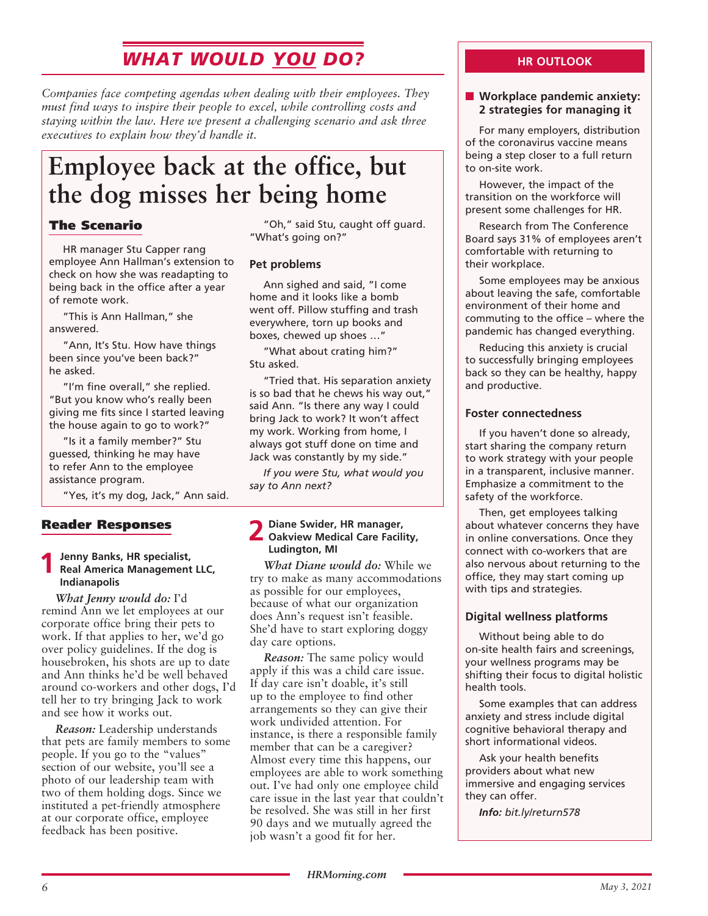# WHAT WOULD *YOU* DO?

*Companies face competing agendas when dealing with their employees. They must find ways to inspire their people to excel, while controlling costs and staying within the law. Here we present a challenging scenario and ask three executives to explain how they'd handle it.*

# Employee back at the office, but the dog misses her being home

## The Scenario

HR manager Stu Capper rang employee Ann Hallman's extension to check on how she was readapting to being back in the office after a year of remote work.

"This is Ann Hallman," she answered.

"Ann, It's Stu. How have things been since you've been back?" he asked.

"I'm fine overall," she replied. "But you know who's really been giving me fits since I started leaving the house again to go to work?"

"Is it a family member?" Stu guessed, thinking he may have to refer Ann to the employee assistance program.

"Yes, it's my dog, Jack," Ann said.

"Oh," said Stu, caught off guard. "What's going on?"

### Pet problems

Ann sighed and said, "I come home and it looks like a bomb went off. Pillow stuffing and trash everywhere, torn up books and boxes, chewed up shoes …"

"What about crating him?" Stu asked.

"Tried that. His separation anxiety is so bad that he chews his way out," said Ann. "Is there any way I could bring Jack to work? It won't affect my work. Working from home, I always got stuff done on time and Jack was constantly by my side."

*If you were Stu, what would you say to Ann next?*

## Reader Responses

**1 Jenny Banks, HR specialist, Real America Management LLC, Indianapolis**

***What Jenny would do:*** I'd remind Ann we let employees at our corporate office bring their pets to work. If that applies to her, we'd go over policy guidelines. If the dog is housebroken, his shots are up to date and Ann thinks he'd be well behaved around co-workers and other dogs, I'd tell her to try bringing Jack to work and see how it works out.

***Reason:*** Leadership understands that pets are family members to some people. If you go to the "values" section of our website, you'll see a photo of our leadership team with two of them holding dogs. Since we instituted a pet-friendly atmosphere at our corporate office, employee feedback has been positive.

**2 Diane Swider, HR manager, Oakview Medical Care Facility, Ludington, MI**

***What Diane would do:*** While we try to make as many accommodations as possible for our employees, because of what our organization does Ann's request isn't feasible. She'd have to start exploring doggy day care options.

***Reason:*** The same policy would apply if this was a child care issue. If day care isn't doable, it's still up to the employee to find other arrangements so they can give their work undivided attention. For instance, is there a responsible family member that can be a caregiver? Almost every time this happens, our employees are able to work something out. I've had only one employee child care issue in the last year that couldn't be resolved. She was still in her first 90 days and we mutually agreed the job wasn't a good fit for her.

## HR OUTLOOK

### Workplace pandemic anxiety: 2 strategies for managing it

For many employers, distribution of the coronavirus vaccine means being a step closer to a full return to on-site work.

However, the impact of the transition on the workforce will present some challenges for HR.

Research from The Conference Board says 31% of employees aren't comfortable with returning to their workplace.

Some employees may be anxious about leaving the safe, comfortable environment of their home and commuting to the office – where the pandemic has changed everything.

Reducing this anxiety is crucial to successfully bringing employees back so they can be healthy, happy and productive.

#### Foster connectedness

If you haven't done so already, start sharing the company return to work strategy with your people in a transparent, inclusive manner. Emphasize a commitment to the safety of the workforce.

Then, get employees talking about whatever concerns they have in online conversations. Once they connect with co-workers that are also nervous about returning to the office, they may start coming up with tips and strategies.

#### Digital wellness platforms

Without being able to do on-site health fairs and screenings, your wellness programs may be shifting their focus to digital holistic health tools.

Some examples that can address anxiety and stress include digital cognitive behavioral therapy and short informational videos.

Ask your health benefits providers about what new immersive and engaging services they can offer.

***Info:*** *bit.ly/return578*